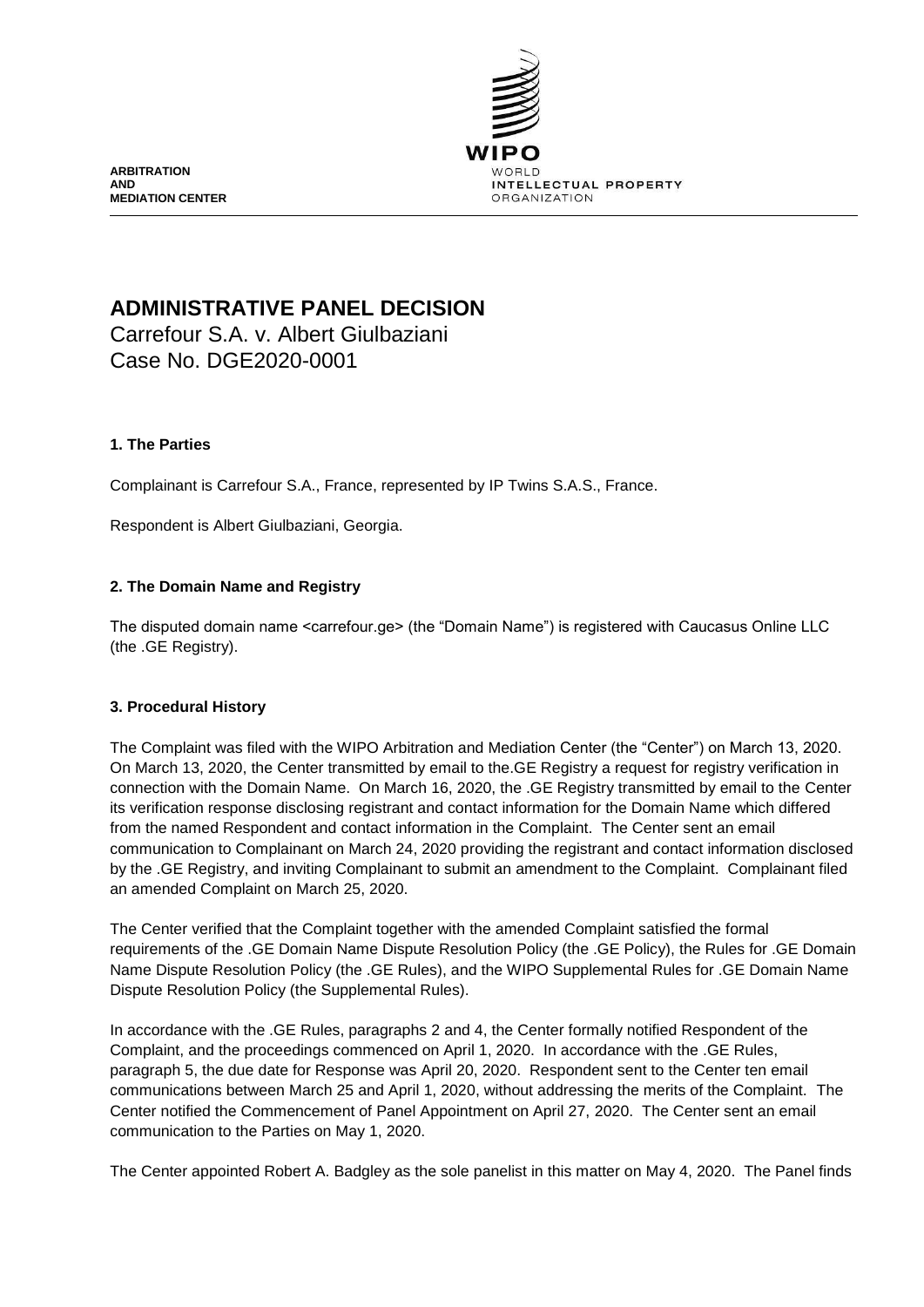ARBITRATION
AND
MEDIATION CENTER

WIPO
WORLD
INTELLECTUAL PROPERTY
ORGANIZATION

# ADMINISTRATIVE PANEL DECISION

Carrefour S.A. v. Albert Giulbaziani
Case No. DGE2020-0001

## 1. The Parties

Complainant is Carrefour S.A., France, represented by IP Twins S.A.S., France.

Respondent is Albert Giulbaziani, Georgia.

## 2. The Domain Name and Registry

The disputed domain name <carrefour.ge> (the "Domain Name") is registered with Caucasus Online LLC (the .GE Registry).

## 3. Procedural History

The Complaint was filed with the WIPO Arbitration and Mediation Center (the "Center") on March 13, 2020. On March 13, 2020, the Center transmitted by email to the.GE Registry a request for registry verification in connection with the Domain Name. On March 16, 2020, the .GE Registry transmitted by email to the Center its verification response disclosing registrant and contact information for the Domain Name which differed from the named Respondent and contact information in the Complaint. The Center sent an email communication to Complainant on March 24, 2020 providing the registrant and contact information disclosed by the .GE Registry, and inviting Complainant to submit an amendment to the Complaint. Complainant filed an amended Complaint on March 25, 2020.

The Center verified that the Complaint together with the amended Complaint satisfied the formal requirements of the .GE Domain Name Dispute Resolution Policy (the .GE Policy), the Rules for .GE Domain Name Dispute Resolution Policy (the .GE Rules), and the WIPO Supplemental Rules for .GE Domain Name Dispute Resolution Policy (the Supplemental Rules).

In accordance with the .GE Rules, paragraphs 2 and 4, the Center formally notified Respondent of the Complaint, and the proceedings commenced on April 1, 2020. In accordance with the .GE Rules, paragraph 5, the due date for Response was April 20, 2020. Respondent sent to the Center ten email communications between March 25 and April 1, 2020, without addressing the merits of the Complaint. The Center notified the Commencement of Panel Appointment on April 27, 2020. The Center sent an email communication to the Parties on May 1, 2020.

The Center appointed Robert A. Badgley as the sole panelist in this matter on May 4, 2020. The Panel finds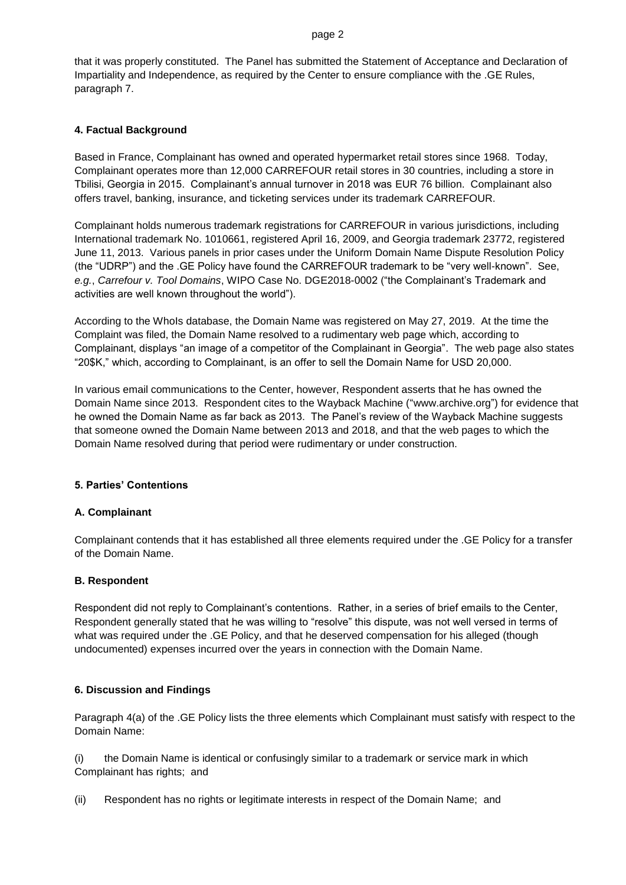that it was properly constituted. The Panel has submitted the Statement of Acceptance and Declaration of Impartiality and Independence, as required by the Center to ensure compliance with the .GE Rules, paragraph 7.

**4. Factual Background**

Based in France, Complainant has owned and operated hypermarket retail stores since 1968. Today, Complainant operates more than 12,000 CARREFOUR retail stores in 30 countries, including a store in Tbilisi, Georgia in 2015. Complainant's annual turnover in 2018 was EUR 76 billion. Complainant also offers travel, banking, insurance, and ticketing services under its trademark CARREFOUR.

Complainant holds numerous trademark registrations for CARREFOUR in various jurisdictions, including International trademark No. 1010661, registered April 16, 2009, and Georgia trademark 23772, registered June 11, 2013. Various panels in prior cases under the Uniform Domain Name Dispute Resolution Policy (the "UDRP") and the .GE Policy have found the CARREFOUR trademark to be "very well-known". See, *e.g.*, *Carrefour v. Tool Domains*, WIPO Case No. DGE2018-0002 ("the Complainant's Trademark and activities are well known throughout the world").

According to the WhoIs database, the Domain Name was registered on May 27, 2019. At the time the Complaint was filed, the Domain Name resolved to a rudimentary web page which, according to Complainant, displays "an image of a competitor of the Complainant in Georgia". The web page also states "20$K," which, according to Complainant, is an offer to sell the Domain Name for USD 20,000.

In various email communications to the Center, however, Respondent asserts that he has owned the Domain Name since 2013. Respondent cites to the Wayback Machine ("www.archive.org") for evidence that he owned the Domain Name as far back as 2013. The Panel's review of the Wayback Machine suggests that someone owned the Domain Name between 2013 and 2018, and that the web pages to which the Domain Name resolved during that period were rudimentary or under construction.

**5. Parties' Contentions**

**A. Complainant**

Complainant contends that it has established all three elements required under the .GE Policy for a transfer of the Domain Name.

**B. Respondent**

Respondent did not reply to Complainant's contentions. Rather, in a series of brief emails to the Center, Respondent generally stated that he was willing to "resolve" this dispute, was not well versed in terms of what was required under the .GE Policy, and that he deserved compensation for his alleged (though undocumented) expenses incurred over the years in connection with the Domain Name.

**6. Discussion and Findings**

Paragraph 4(a) of the .GE Policy lists the three elements which Complainant must satisfy with respect to the Domain Name:

(i) the Domain Name is identical or confusingly similar to a trademark or service mark in which Complainant has rights; and

(ii) Respondent has no rights or legitimate interests in respect of the Domain Name; and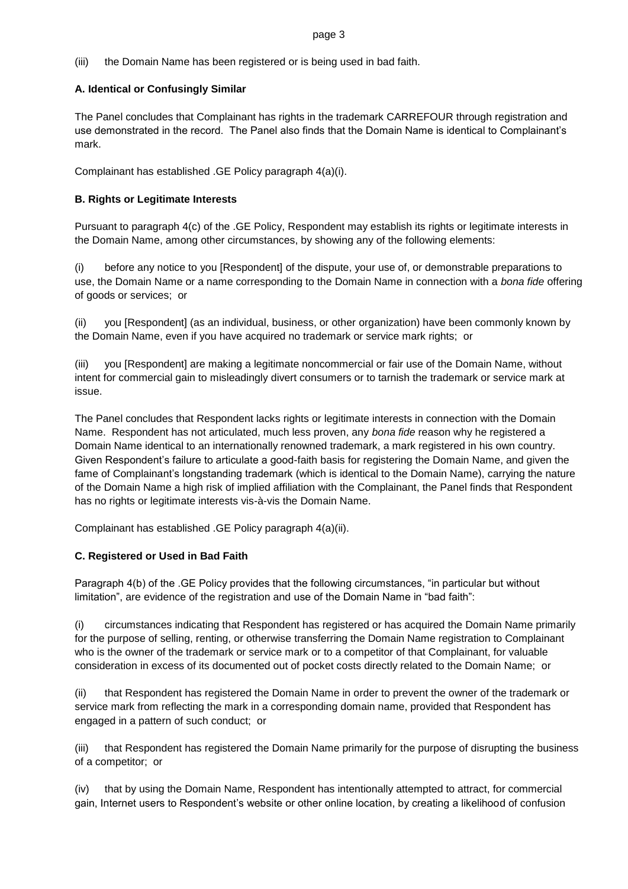(iii) the Domain Name has been registered or is being used in bad faith.

### A. Identical or Confusingly Similar

The Panel concludes that Complainant has rights in the trademark CARREFOUR through registration and use demonstrated in the record. The Panel also finds that the Domain Name is identical to Complainant's mark.

Complainant has established .GE Policy paragraph 4(a)(i).

### B. Rights or Legitimate Interests

Pursuant to paragraph 4(c) of the .GE Policy, Respondent may establish its rights or legitimate interests in the Domain Name, among other circumstances, by showing any of the following elements:

(i) before any notice to you [Respondent] of the dispute, your use of, or demonstrable preparations to use, the Domain Name or a name corresponding to the Domain Name in connection with a *bona fide* offering of goods or services; or

(ii) you [Respondent] (as an individual, business, or other organization) have been commonly known by the Domain Name, even if you have acquired no trademark or service mark rights; or

(iii) you [Respondent] are making a legitimate noncommercial or fair use of the Domain Name, without intent for commercial gain to misleadingly divert consumers or to tarnish the trademark or service mark at issue.

The Panel concludes that Respondent lacks rights or legitimate interests in connection with the Domain Name. Respondent has not articulated, much less proven, any *bona fide* reason why he registered a Domain Name identical to an internationally renowned trademark, a mark registered in his own country. Given Respondent's failure to articulate a good-faith basis for registering the Domain Name, and given the fame of Complainant's longstanding trademark (which is identical to the Domain Name), carrying the nature of the Domain Name a high risk of implied affiliation with the Complainant, the Panel finds that Respondent has no rights or legitimate interests vis-à-vis the Domain Name.

Complainant has established .GE Policy paragraph 4(a)(ii).

### C. Registered or Used in Bad Faith

Paragraph 4(b) of the .GE Policy provides that the following circumstances, "in particular but without limitation", are evidence of the registration and use of the Domain Name in "bad faith":

(i) circumstances indicating that Respondent has registered or has acquired the Domain Name primarily for the purpose of selling, renting, or otherwise transferring the Domain Name registration to Complainant who is the owner of the trademark or service mark or to a competitor of that Complainant, for valuable consideration in excess of its documented out of pocket costs directly related to the Domain Name; or

(ii) that Respondent has registered the Domain Name in order to prevent the owner of the trademark or service mark from reflecting the mark in a corresponding domain name, provided that Respondent has engaged in a pattern of such conduct; or

(iii) that Respondent has registered the Domain Name primarily for the purpose of disrupting the business of a competitor; or

(iv) that by using the Domain Name, Respondent has intentionally attempted to attract, for commercial gain, Internet users to Respondent's website or other online location, by creating a likelihood of confusion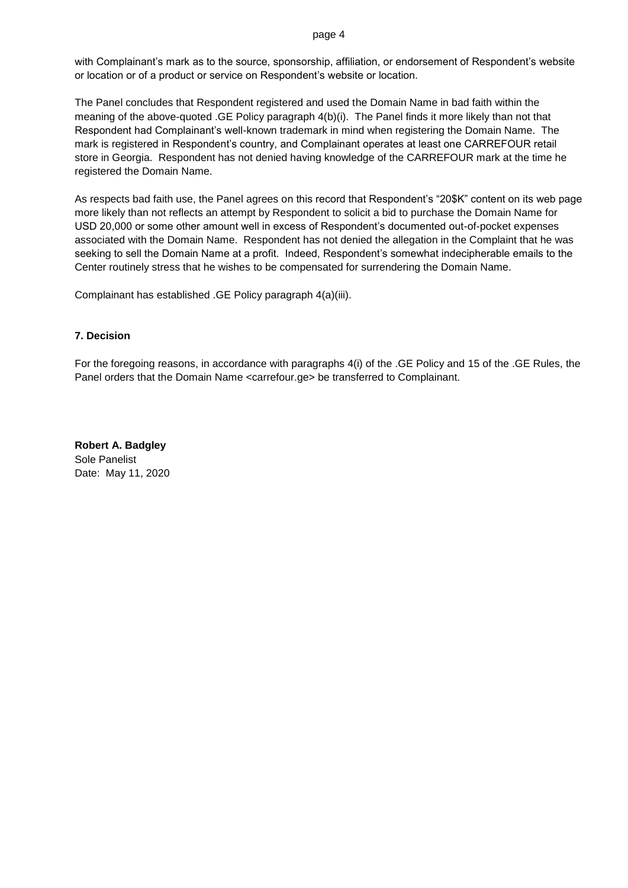with Complainant's mark as to the source, sponsorship, affiliation, or endorsement of Respondent's website or location or of a product or service on Respondent's website or location.

The Panel concludes that Respondent registered and used the Domain Name in bad faith within the meaning of the above-quoted .GE Policy paragraph 4(b)(i). The Panel finds it more likely than not that Respondent had Complainant's well-known trademark in mind when registering the Domain Name. The mark is registered in Respondent's country, and Complainant operates at least one CARREFOUR retail store in Georgia. Respondent has not denied having knowledge of the CARREFOUR mark at the time he registered the Domain Name.

As respects bad faith use, the Panel agrees on this record that Respondent's "20$K" content on its web page more likely than not reflects an attempt by Respondent to solicit a bid to purchase the Domain Name for USD 20,000 or some other amount well in excess of Respondent's documented out-of-pocket expenses associated with the Domain Name. Respondent has not denied the allegation in the Complaint that he was seeking to sell the Domain Name at a profit. Indeed, Respondent's somewhat indecipherable emails to the Center routinely stress that he wishes to be compensated for surrendering the Domain Name.

Complainant has established .GE Policy paragraph 4(a)(iii).

## 7. Decision

For the foregoing reasons, in accordance with paragraphs 4(i) of the .GE Policy and 15 of the .GE Rules, the Panel orders that the Domain Name <carrefour.ge> be transferred to Complainant.

**Robert A. Badgley**
Sole Panelist
Date: May 11, 2020